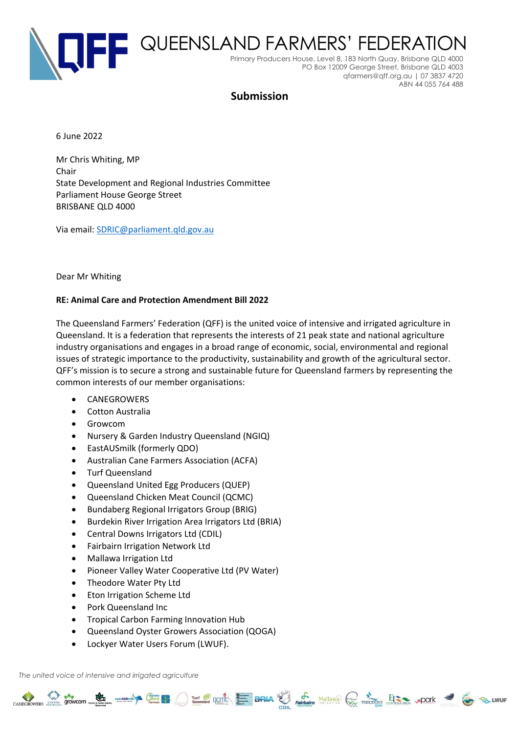# QUEENSLAND FARMERS' FEDERATION

Primary Producers House, Level 8, 183 North Quay, Brisbane QLD 4000
PO Box 12009 George Street, Brisbane QLD 4003
qfarmers@qff.org.au | 07 3837 4720
ABN 44 055 764 488

## Submission

6 June 2022

Mr Chris Whiting, MP
Chair
State Development and Regional Industries Committee
Parliament House George Street
BRISBANE QLD 4000

Via email: SDRIC@parliament.qld.gov.au

Dear Mr Whiting

**RE: Animal Care and Protection Amendment Bill 2022**

The Queensland Farmers' Federation (QFF) is the united voice of intensive and irrigated agriculture in Queensland. It is a federation that represents the interests of 21 peak state and national agriculture industry organisations and engages in a broad range of economic, social, environmental and regional issues of strategic importance to the productivity, sustainability and growth of the agricultural sector. QFF's mission is to secure a strong and sustainable future for Queensland farmers by representing the common interests of our member organisations:

- CANEGROWERS
- Cotton Australia
- Growcom
- Nursery & Garden Industry Queensland (NGIQ)
- EastAUSmilk (formerly QDO)
- Australian Cane Farmers Association (ACFA)
- Turf Queensland
- Queensland United Egg Producers (QUEP)
- Queensland Chicken Meat Council (QCMC)
- Bundaberg Regional Irrigators Group (BRIG)
- Burdekin River Irrigation Area Irrigators Ltd (BRIA)
- Central Downs Irrigators Ltd (CDIL)
- Fairbairn Irrigation Network Ltd
- Mallawa Irrigation Ltd
- Pioneer Valley Water Cooperative Ltd (PV Water)
- Theodore Water Pty Ltd
- Eton Irrigation Scheme Ltd
- Pork Queensland Inc
- Tropical Carbon Farming Innovation Hub
- Queensland Oyster Growers Association (QOGA)
- Lockyer Water Users Forum (LWUF).

*The united voice of intensive and irrigated agriculture*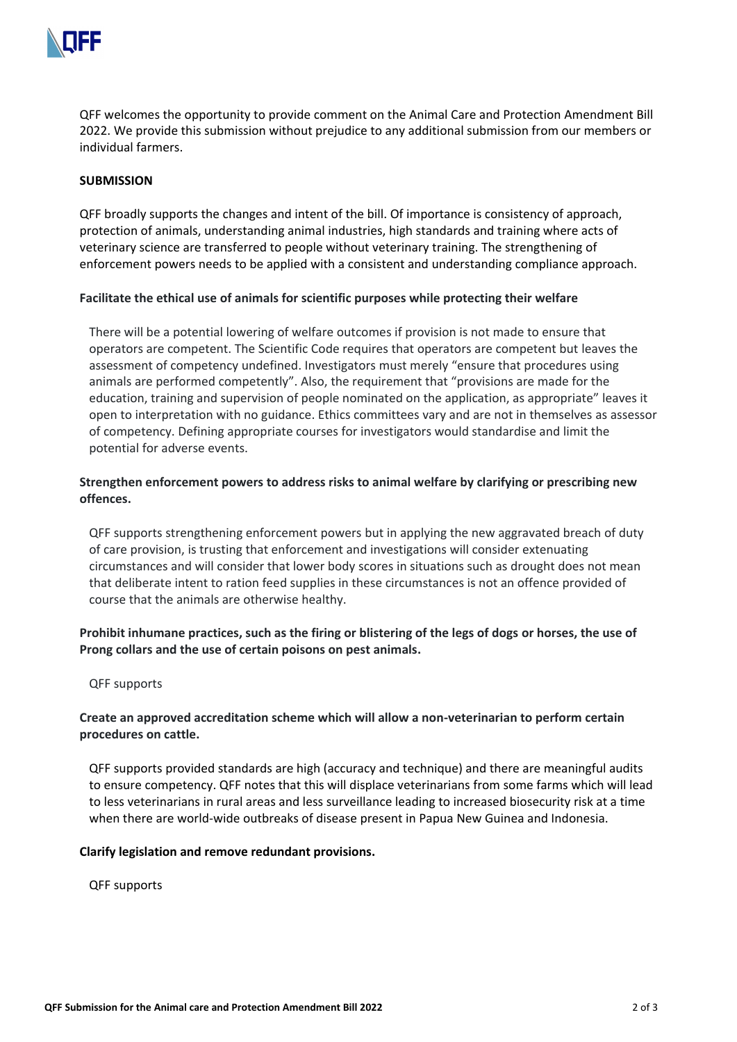QFF welcomes the opportunity to provide comment on the Animal Care and Protection Amendment Bill 2022. We provide this submission without prejudice to any additional submission from our members or individual farmers.

**SUBMISSION**

QFF broadly supports the changes and intent of the bill. Of importance is consistency of approach, protection of animals, understanding animal industries, high standards and training where acts of veterinary science are transferred to people without veterinary training. The strengthening of enforcement powers needs to be applied with a consistent and understanding compliance approach.

**Facilitate the ethical use of animals for scientific purposes while protecting their welfare**

There will be a potential lowering of welfare outcomes if provision is not made to ensure that operators are competent. The Scientific Code requires that operators are competent but leaves the assessment of competency undefined. Investigators must merely "ensure that procedures using animals are performed competently". Also, the requirement that "provisions are made for the education, training and supervision of people nominated on the application, as appropriate" leaves it open to interpretation with no guidance. Ethics committees vary and are not in themselves as assessor of competency. Defining appropriate courses for investigators would standardise and limit the potential for adverse events.

**Strengthen enforcement powers to address risks to animal welfare by clarifying or prescribing new offences.**

QFF supports strengthening enforcement powers but in applying the new aggravated breach of duty of care provision, is trusting that enforcement and investigations will consider extenuating circumstances and will consider that lower body scores in situations such as drought does not mean that deliberate intent to ration feed supplies in these circumstances is not an offence provided of course that the animals are otherwise healthy.

**Prohibit inhumane practices, such as the firing or blistering of the legs of dogs or horses, the use of Prong collars and the use of certain poisons on pest animals.**

QFF supports

**Create an approved accreditation scheme which will allow a non-veterinarian to perform certain procedures on cattle.**

QFF supports provided standards are high (accuracy and technique) and there are meaningful audits to ensure competency. QFF notes that this will displace veterinarians from some farms which will lead to less veterinarians in rural areas and less surveillance leading to increased biosecurity risk at a time when there are world-wide outbreaks of disease present in Papua New Guinea and Indonesia.

**Clarify legislation and remove redundant provisions.**

QFF supports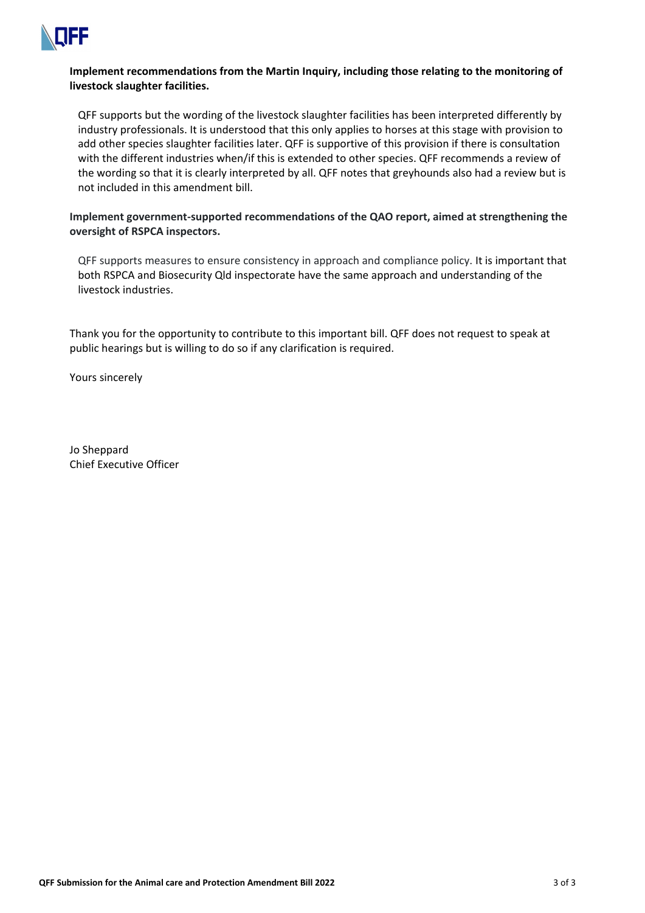**Implement recommendations from the Martin Inquiry, including those relating to the monitoring of livestock slaughter facilities.**

QFF supports but the wording of the livestock slaughter facilities has been interpreted differently by industry professionals. It is understood that this only applies to horses at this stage with provision to add other species slaughter facilities later. QFF is supportive of this provision if there is consultation with the different industries when/if this is extended to other species. QFF recommends a review of the wording so that it is clearly interpreted by all. QFF notes that greyhounds also had a review but is not included in this amendment bill.

**Implement government-supported recommendations of the QAO report, aimed at strengthening the oversight of RSPCA inspectors.**

QFF supports measures to ensure consistency in approach and compliance policy. It is important that both RSPCA and Biosecurity Qld inspectorate have the same approach and understanding of the livestock industries.

Thank you for the opportunity to contribute to this important bill. QFF does not request to speak at public hearings but is willing to do so if any clarification is required.

Yours sincerely

Jo Sheppard
Chief Executive Officer